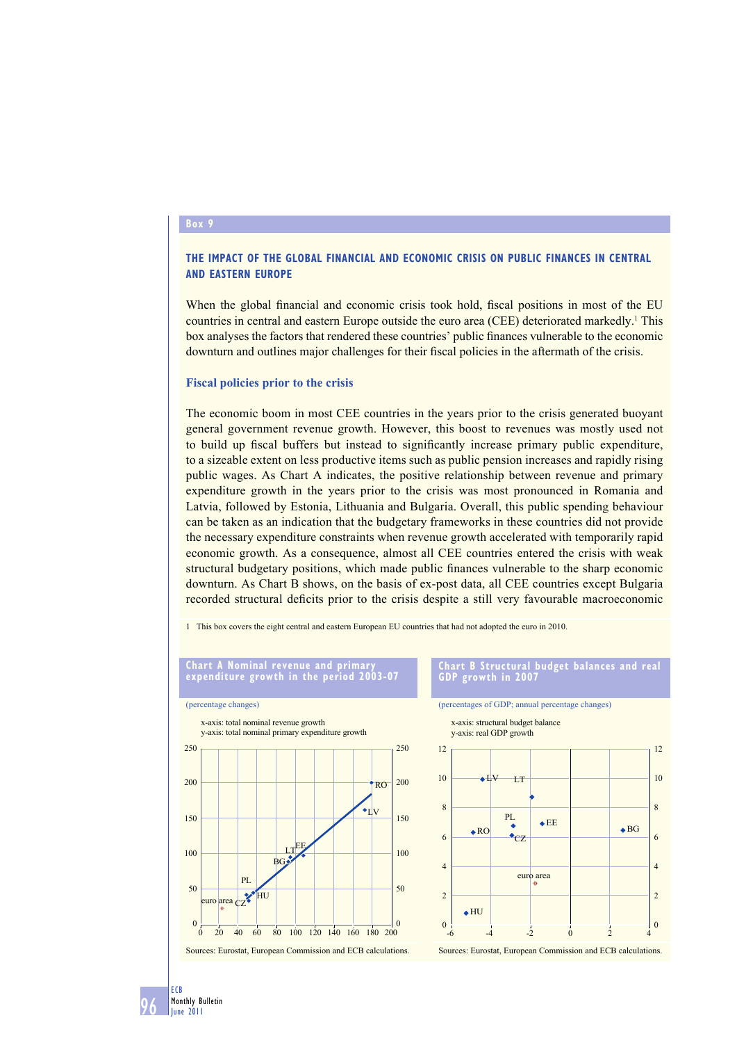Box 9

## THE IMPACT OF THE GLOBAL FINANCIAL AND ECONOMIC CRISIS ON PUBLIC FINANCES IN CENTRAL AND EASTERN EUROPE

When the global financial and economic crisis took hold, fiscal positions in most of the EU countries in central and eastern Europe outside the euro area (CEE) deteriorated markedly.[1] This box analyses the factors that rendered these countries' public finances vulnerable to the economic downturn and outlines major challenges for their fiscal policies in the aftermath of the crisis.

### Fiscal policies prior to the crisis

The economic boom in most CEE countries in the years prior to the crisis generated buoyant general government revenue growth. However, this boost to revenues was mostly used not to build up fiscal buffers but instead to significantly increase primary public expenditure, to a sizeable extent on less productive items such as public pension increases and rapidly rising public wages. As Chart A indicates, the positive relationship between revenue and primary expenditure growth in the years prior to the crisis was most pronounced in Romania and Latvia, followed by Estonia, Lithuania and Bulgaria. Overall, this public spending behaviour can be taken as an indication that the budgetary frameworks in these countries did not provide the necessary expenditure constraints when revenue growth accelerated with temporarily rapid economic growth. As a consequence, almost all CEE countries entered the crisis with weak structural budgetary positions, which made public finances vulnerable to the sharp economic downturn. As Chart B shows, on the basis of ex-post data, all CEE countries except Bulgaria recorded structural deficits prior to the crisis despite a still very favourable macroeconomic

1 This box covers the eight central and eastern European EU countries that had not adopted the euro in 2010.

**Chart A Nominal revenue and primary expenditure growth in the period 2003-07**

(percentage changes)

x-axis: total nominal revenue growth
y-axis: total nominal primary expenditure growth

Sources: Eurostat, European Commission and ECB calculations.

**Chart B Structural budget balances and real GDP growth in 2007**

(percentages of GDP; annual percentage changes)

x-axis: structural budget balance
y-axis: real GDP growth

Sources: Eurostat, European Commission and ECB calculations.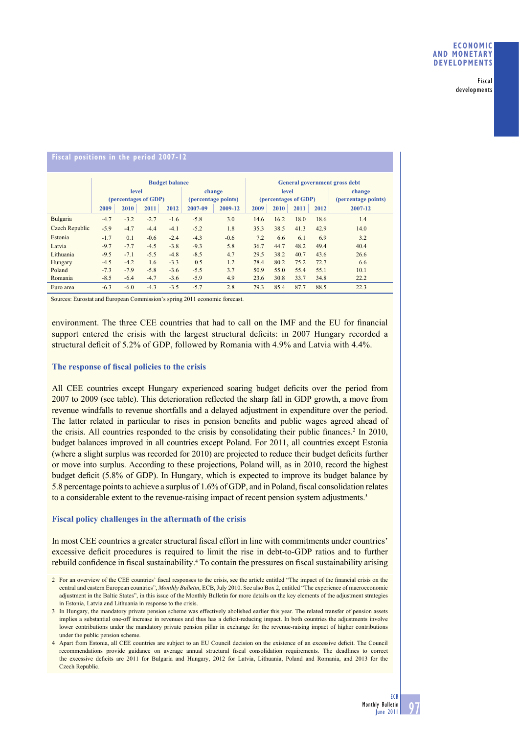**Fiscal positions in the period 2007-12**

| | Budget balance | | | | | | General government gross debt | | | | |
|---|---|---|---|---|---|---|---|---|---|---|---|
| | level (percentages of GDP) | | | | change (percentage points) | | level (percentages of GDP) | | | | change (percentage points) |
| | 2009 | 2010 | 2011 | 2012 | 2007-09 | 2009-12 | 2009 | 2010 | 2011 | 2012 | 2007-12 |
| Bulgaria | -4.7 | -3.2 | -2.7 | -1.6 | -5.8 | 3.0 | 14.6 | 16.2 | 18.0 | 18.6 | 1.4 |
| Czech Republic | -5.9 | -4.7 | -4.4 | -4.1 | -5.2 | 1.8 | 35.3 | 38.5 | 41.3 | 42.9 | 14.0 |
| Estonia | -1.7 | 0.1 | -0.6 | -2.4 | -4.3 | -0.6 | 7.2 | 6.6 | 6.1 | 6.9 | 3.2 |
| Latvia | -9.7 | -7.7 | -4.5 | -3.8 | -9.3 | 5.8 | 36.7 | 44.7 | 48.2 | 49.4 | 40.4 |
| Lithuania | -9.5 | -7.1 | -5.5 | -4.8 | -8.5 | 4.7 | 29.5 | 38.2 | 40.7 | 43.6 | 26.6 |
| Hungary | -4.5 | -4.2 | 1.6 | -3.3 | 0.5 | 1.2 | 78.4 | 80.2 | 75.2 | 72.7 | 6.6 |
| Poland | -7.3 | -7.9 | -5.8 | -3.6 | -5.5 | 3.7 | 50.9 | 55.0 | 55.4 | 55.1 | 10.1 |
| Romania | -8.5 | -6.4 | -4.7 | -3.6 | -5.9 | 4.9 | 23.6 | 30.8 | 33.7 | 34.8 | 22.2 |
| Euro area | -6.3 | -6.0 | -4.3 | -3.5 | -5.7 | 2.8 | 79.3 | 85.4 | 87.7 | 88.5 | 22.3 |

Sources: Eurostat and European Commission's spring 2011 economic forecast.

environment. The three CEE countries that had to call on the IMF and the EU for financial support entered the crisis with the largest structural deficits: in 2007 Hungary recorded a structural deficit of 5.2% of GDP, followed by Romania with 4.9% and Latvia with 4.4%.

### The response of fiscal policies to the crisis

All CEE countries except Hungary experienced soaring budget deficits over the period from 2007 to 2009 (see table). This deterioration reflected the sharp fall in GDP growth, a move from revenue windfalls to revenue shortfalls and a delayed adjustment in expenditure over the period. The latter related in particular to rises in pension benefits and public wages agreed ahead of the crisis. All countries responded to the crisis by consolidating their public finances.[2] In 2010, budget balances improved in all countries except Poland. For 2011, all countries except Estonia (where a slight surplus was recorded for 2010) are projected to reduce their budget deficits further or move into surplus. According to these projections, Poland will, as in 2010, record the highest budget deficit (5.8% of GDP). In Hungary, which is expected to improve its budget balance by 5.8 percentage points to achieve a surplus of 1.6% of GDP, and in Poland, fiscal consolidation relates to a considerable extent to the revenue-raising impact of recent pension system adjustments.[3]

### Fiscal policy challenges in the aftermath of the crisis

In most CEE countries a greater structural fiscal effort in line with commitments under countries' excessive deficit procedures is required to limit the rise in debt-to-GDP ratios and to further rebuild confidence in fiscal sustainability.[4] To contain the pressures on fiscal sustainability arising

2 For an overview of the CEE countries' fiscal responses to the crisis, see the article entitled "The impact of the financial crisis on the central and eastern European countries", *Monthly Bulletin*, ECB, July 2010. See also Box 2, entitled "The experience of macroeconomic adjustment in the Baltic States", in this issue of the Monthly Bulletin for more details on the key elements of the adjustment strategies in Estonia, Latvia and Lithuania in response to the crisis.

3 In Hungary, the mandatory private pension scheme was effectively abolished earlier this year. The related transfer of pension assets implies a substantial one-off increase in revenues and thus has a deficit-reducing impact. In both countries the adjustments involve lower contributions under the mandatory private pension pillar in exchange for the revenue-raising impact of higher contributions under the public pension scheme.

4 Apart from Estonia, all CEE countries are subject to an EU Council decision on the existence of an excessive deficit. The Council recommendations provide guidance on average annual structural fiscal consolidation requirements. The deadlines to correct the excessive deficits are 2011 for Bulgaria and Hungary, 2012 for Latvia, Lithuania, Poland and Romania, and 2013 for the Czech Republic.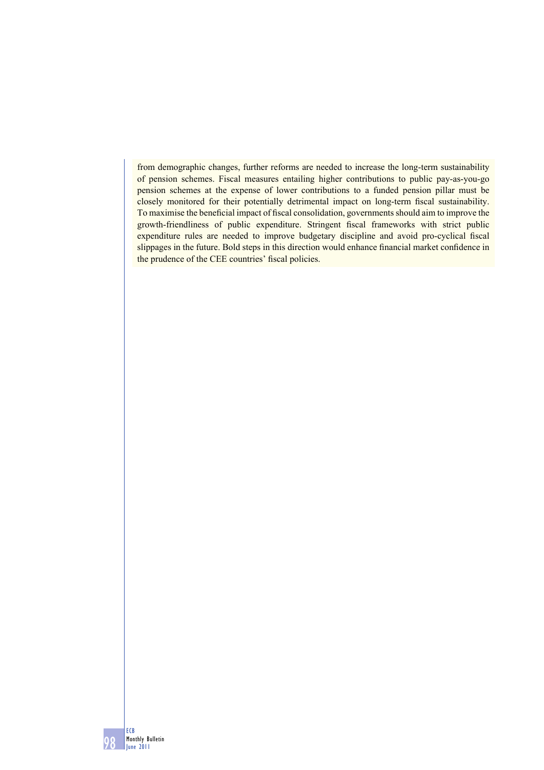from demographic changes, further reforms are needed to increase the long-term sustainability of pension schemes. Fiscal measures entailing higher contributions to public pay-as-you-go pension schemes at the expense of lower contributions to a funded pension pillar must be closely monitored for their potentially detrimental impact on long-term fiscal sustainability. To maximise the beneficial impact of fiscal consolidation, governments should aim to improve the growth-friendliness of public expenditure. Stringent fiscal frameworks with strict public expenditure rules are needed to improve budgetary discipline and avoid pro-cyclical fiscal slippages in the future. Bold steps in this direction would enhance financial market confidence in the prudence of the CEE countries' fiscal policies.